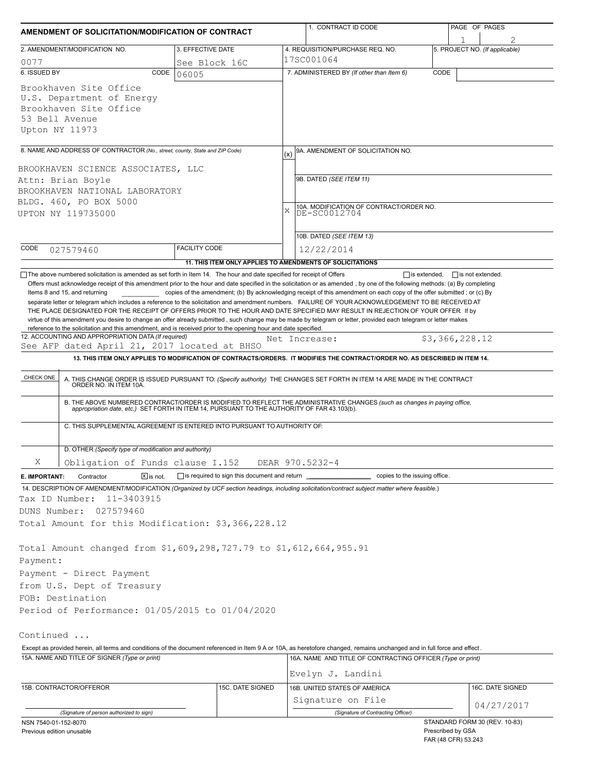# AMENDMENT OF SOLICITATION/MODIFICATION OF CONTRACT

| 1. CONTRACT ID CODE | PAGE OF PAGES |
|---|---|
| | 1 of 2 |

| 2. AMENDMENT/MODIFICATION NO. | 3. EFFECTIVE DATE | 4. REQUISITION/PURCHASE REQ. NO. | 5. PROJECT NO. (If applicable) |
|---|---|---|---|
| 0077 | See Block 16C | 17SC001064 | |

**6. ISSUED BY** CODE 06005

Brookhaven Site Office
U.S. Department of Energy
Brookhaven Site Office
53 Bell Avenue
Upton NY 11973

**7. ADMINISTERED BY** (If other than Item 6) CODE

**8. NAME AND ADDRESS OF CONTRACTOR** (No., street, county, State and ZIP Code)

BROOKHAVEN SCIENCE ASSOCIATES, LLC
Attn: Brian Boyle
BROOKHAVEN NATIONAL LABORATORY
BLDG. 460, PO BOX 5000
UPTON NY 119735000

CODE 027579460 FACILITY CODE

(x) 9A. AMENDMENT OF SOLICITATION NO.

9B. DATED (SEE ITEM 11)

X 10A. MODIFICATION OF CONTRACT/ORDER NO. DE-SC0012704

10B. DATED (SEE ITEM 13) 12/22/2014

**11. THIS ITEM ONLY APPLIES TO AMENDMENTS OF SOLICITATIONS**

☐ The above numbered solicitation is amended as set forth in Item 14. The hour and date specified for receipt of Offers ☐ is extended, ☐ is not extended.
Offers must acknowledge receipt of this amendment prior to the hour and date specified in the solicitation or as amended, by one of the following methods: (a) By completing Items 8 and 15, and returning __________ copies of the amendment; (b) By acknowledging receipt of this amendment on each copy of the offer submitted; or (c) By separate letter or telegram which includes a reference to the solicitation and amendment numbers. FAILURE OF YOUR ACKNOWLEDGEMENT TO BE RECEIVED AT THE PLACE DESIGNATED FOR THE RECEIPT OF OFFERS PRIOR TO THE HOUR AND DATE SPECIFIED MAY RESULT IN REJECTION OF YOUR OFFER If by virtue of this amendment you desire to change an offer already submitted, such change may be made by telegram or letter, provided each telegram or letter makes reference to the solicitation and this amendment, and is received prior to the opening hour and date specified.

**12. ACCOUNTING AND APPROPRIATION DATA** (If required)
See AFP dated April 21, 2017 located at BHSO Net Increase: $3,366,228.12

**13. THIS ITEM ONLY APPLIES TO MODIFICATION OF CONTRACTS/ORDERS. IT MODIFIES THE CONTRACT/ORDER NO. AS DESCRIBED IN ITEM 14.**

| CHECK ONE | |
|---|---|
| | A. THIS CHANGE ORDER IS ISSUED PURSUANT TO: (Specify authority) THE CHANGES SET FORTH IN ITEM 14 ARE MADE IN THE CONTRACT ORDER NO. IN ITEM 10A. |
| | B. THE ABOVE NUMBERED CONTRACT/ORDER IS MODIFIED TO REFLECT THE ADMINISTRATIVE CHANGES (such as changes in paying office, appropriation date, etc.) SET FORTH IN ITEM 14, PURSUANT TO THE AUTHORITY OF FAR 43.103(b). |
| | C. THIS SUPPLEMENTAL AGREEMENT IS ENTERED INTO PURSUANT TO AUTHORITY OF: |
| X | D. OTHER (Specify type of modification and authority) Obligation of Funds clause I.152 DEAR 970.5232-4 |

**E. IMPORTANT:** Contractor ☒ is not, ☐ is required to sign this document and return __________ copies to the issuing office.

**14. DESCRIPTION OF AMENDMENT/MODIFICATION** (Organized by UCF section headings, including solicitation/contract subject matter where feasible.)

Tax ID Number: 11-3403915
DUNS Number: 027579460
Total Amount for this Modification: $3,366,228.12

Total Amount changed from $1,609,298,727.79 to $1,612,664,955.91
Payment:
Payment - Direct Payment
from U.S. Dept of Treasury
FOB: Destination
Period of Performance: 01/05/2015 to 01/04/2020

Continued ...

Except as provided herein, all terms and conditions of the document referenced in Item 9 A or 10A, as heretofore changed, remains unchanged and in full force and effect.

| 15A. NAME AND TITLE OF SIGNER (Type or print) | | 16A. NAME AND TITLE OF CONTRACTING OFFICER (Type or print) | |
|---|---|---|---|
| | | Evelyn J. Landini | |
| 15B. CONTRACTOR/OFFEROR | 15C. DATE SIGNED | 16B. UNITED STATES OF AMERICA | 16C. DATE SIGNED |
| (Signature of person authorized to sign) | | Signature on File (Signature of Contracting Officer) | 04/27/2017 |

NSN 7540-01-152-8070
Previous edition unusable

STANDARD FORM 30 (REV. 10-83)
Prescribed by GSA
FAR (48 CFR) 53.243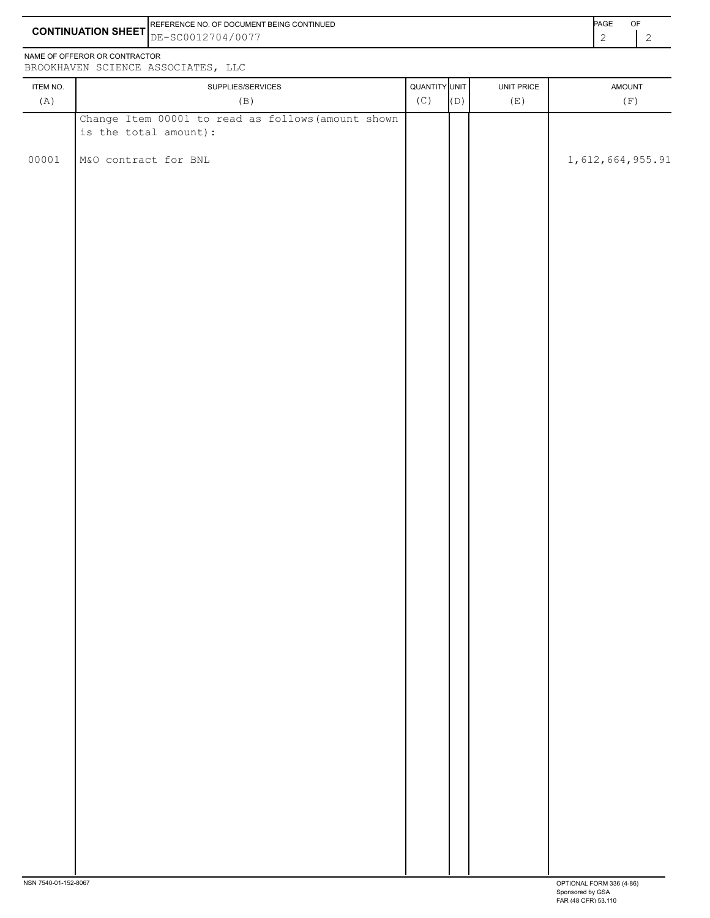**CONTINUATION SHEET**

REFERENCE NO. OF DOCUMENT BEING CONTINUED
DE-SC0012704/0077

NAME OF OFFEROR OR CONTRACTOR
BROOKHAVEN SCIENCE ASSOCIATES, LLC

| ITEM NO. (A) | SUPPLIES/SERVICES (B) | QUANTITY (C) | UNIT (D) | UNIT PRICE (E) | AMOUNT (F) |
|---|---|---|---|---|---|
| | Change Item 00001 to read as follows(amount shown is the total amount): | | | | |
| 00001 | M&O contract for BNL | | | | 1,612,664,955.91 |

NSN 7540-01-152-8067

OPTIONAL FORM 336 (4-86)
Sponsored by GSA
FAR (48 CFR) 53.110